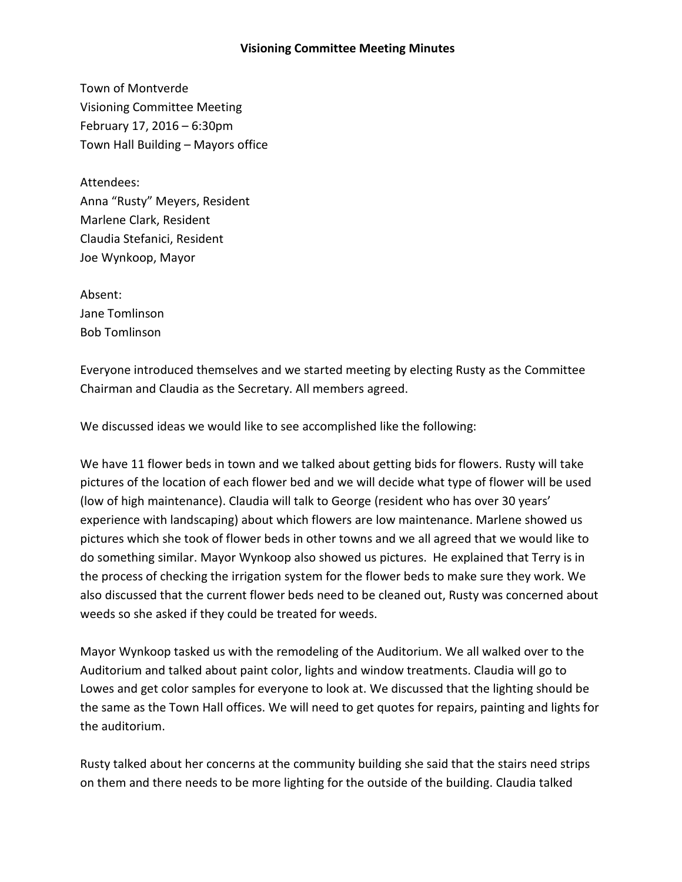# Visioning Committee Meeting Minutes

Town of Montverde
Visioning Committee Meeting
February 17, 2016 – 6:30pm
Town Hall Building – Mayors office

Attendees:
Anna "Rusty" Meyers, Resident
Marlene Clark, Resident
Claudia Stefanici, Resident
Joe Wynkoop, Mayor

Absent:
Jane Tomlinson
Bob Tomlinson

Everyone introduced themselves and we started meeting by electing Rusty as the Committee Chairman and Claudia as the Secretary. All members agreed.

We discussed ideas we would like to see accomplished like the following:

We have 11 flower beds in town and we talked about getting bids for flowers. Rusty will take pictures of the location of each flower bed and we will decide what type of flower will be used (low of high maintenance). Claudia will talk to George (resident who has over 30 years' experience with landscaping) about which flowers are low maintenance. Marlene showed us pictures which she took of flower beds in other towns and we all agreed that we would like to do something similar. Mayor Wynkoop also showed us pictures. He explained that Terry is in the process of checking the irrigation system for the flower beds to make sure they work. We also discussed that the current flower beds need to be cleaned out, Rusty was concerned about weeds so she asked if they could be treated for weeds.

Mayor Wynkoop tasked us with the remodeling of the Auditorium. We all walked over to the Auditorium and talked about paint color, lights and window treatments. Claudia will go to Lowes and get color samples for everyone to look at. We discussed that the lighting should be the same as the Town Hall offices. We will need to get quotes for repairs, painting and lights for the auditorium.

Rusty talked about her concerns at the community building she said that the stairs need strips on them and there needs to be more lighting for the outside of the building. Claudia talked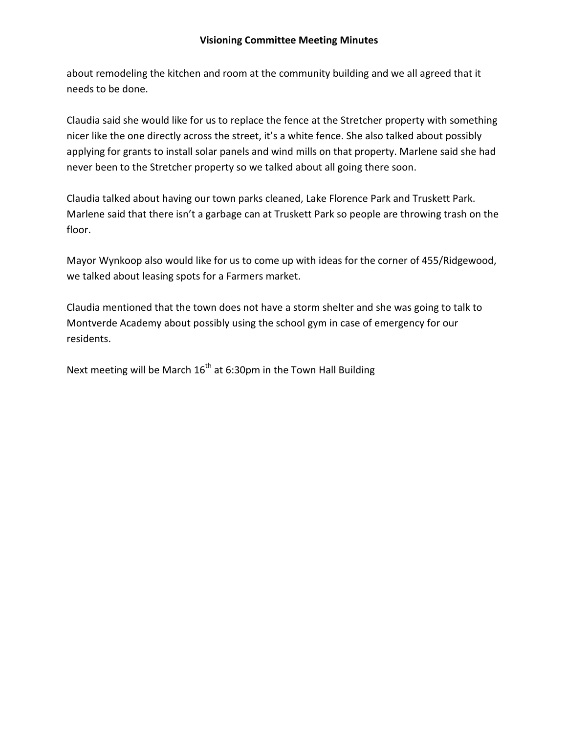about remodeling the kitchen and room at the community building and we all agreed that it needs to be done.

Claudia said she would like for us to replace the fence at the Stretcher property with something nicer like the one directly across the street, it's a white fence. She also talked about possibly applying for grants to install solar panels and wind mills on that property. Marlene said she had never been to the Stretcher property so we talked about all going there soon.

Claudia talked about having our town parks cleaned, Lake Florence Park and Truskett Park. Marlene said that there isn't a garbage can at Truskett Park so people are throwing trash on the floor.

Mayor Wynkoop also would like for us to come up with ideas for the corner of 455/Ridgewood, we talked about leasing spots for a Farmers market.

Claudia mentioned that the town does not have a storm shelter and she was going to talk to Montverde Academy about possibly using the school gym in case of emergency for our residents.

Next meeting will be March 16th at 6:30pm in the Town Hall Building